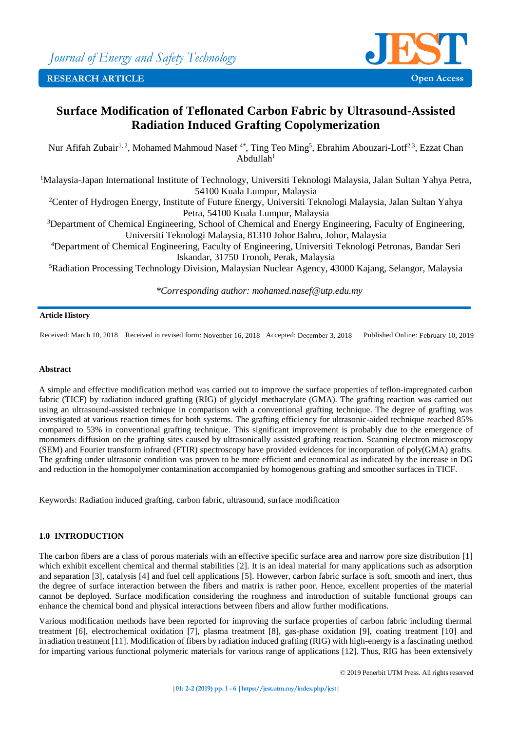Journal of Energy and Safety Technology

RESEARCH ARTICLE — Open Access

# Surface Modification of Teflonated Carbon Fabric by Ultrasound-Assisted Radiation Induced Grafting Copolymerization

Nur Afifah Zubair[1, 2], Mohamed Mahmoud Nasef [4*], Ting Teo Ming[5], Ebrahim Abouzari-Lotf[2,3], Ezzat Chan Abdullah[1]

[1]Malaysia-Japan International Institute of Technology, Universiti Teknologi Malaysia, Jalan Sultan Yahya Petra, 54100 Kuala Lumpur, Malaysia

[2]Center of Hydrogen Energy, Institute of Future Energy, Universiti Teknologi Malaysia, Jalan Sultan Yahya Petra, 54100 Kuala Lumpur, Malaysia

[3]Department of Chemical Engineering, School of Chemical and Energy Engineering, Faculty of Engineering, Universiti Teknologi Malaysia, 81310 Johor Bahru, Johor, Malaysia

[4]Department of Chemical Engineering, Faculty of Engineering, Universiti Teknologi Petronas, Bandar Seri Iskandar, 31750 Tronoh, Perak, Malaysia

[5]Radiation Processing Technology Division, Malaysian Nuclear Agency, 43000 Kajang, Selangor, Malaysia

*\*Corresponding author: mohamed.nasef@utp.edu.my*

**Article History**

Received: March 10, 2018  Received in revised form: Novenber 16, 2018  Accepted: December 3, 2018  Published Online: February 10, 2019

## Abstract

A simple and effective modification method was carried out to improve the surface properties of teflon-impregnated carbon fabric (TICF) by radiation induced grafting (RIG) of glycidyl methacrylate (GMA). The grafting reaction was carried out using an ultrasound-assisted technique in comparison with a conventional grafting technique. The degree of grafting was investigated at various reaction times for both systems. The grafting efficiency for ultrasonic-aided technique reached 85% compared to 53% in conventional grafting technique. This significant improvement is probably due to the emergence of monomers diffusion on the grafting sites caused by ultrasonically assisted grafting reaction. Scanning electron microscopy (SEM) and Fourier transform infrared (FTIR) spectroscopy have provided evidences for incorporation of poly(GMA) grafts. The grafting under ultrasonic condition was proven to be more efficient and economical as indicated by the increase in DG and reduction in the homopolymer contamination accompanied by homogenous grafting and smoother surfaces in TICF.

Keywords: Radiation induced grafting, carbon fabric, ultrasound, surface modification

## 1.0 INTRODUCTION

The carbon fibers are a class of porous materials with an effective specific surface area and narrow pore size distribution [1] which exhibit excellent chemical and thermal stabilities [2]. It is an ideal material for many applications such as adsorption and separation [3], catalysis [4] and fuel cell applications [5]. However, carbon fabric surface is soft, smooth and inert, thus the degree of surface interaction between the fibers and matrix is rather poor. Hence, excellent properties of the material cannot be deployed. Surface modification considering the roughness and introduction of suitable functional groups can enhance the chemical bond and physical interactions between fibers and allow further modifications.

Various modification methods have been reported for improving the surface properties of carbon fabric including thermal treatment [6], electrochemical oxidation [7], plasma treatment [8], gas-phase oxidation [9], coating treatment [10] and irradiation treatment [11]. Modification of fibers by radiation induced grafting (RIG) with high-energy is a fascinating method for imparting various functional polymeric materials for various range of applications [12]. Thus, RIG has been extensively

© 2019 Penerbit UTM Press. All rights reserved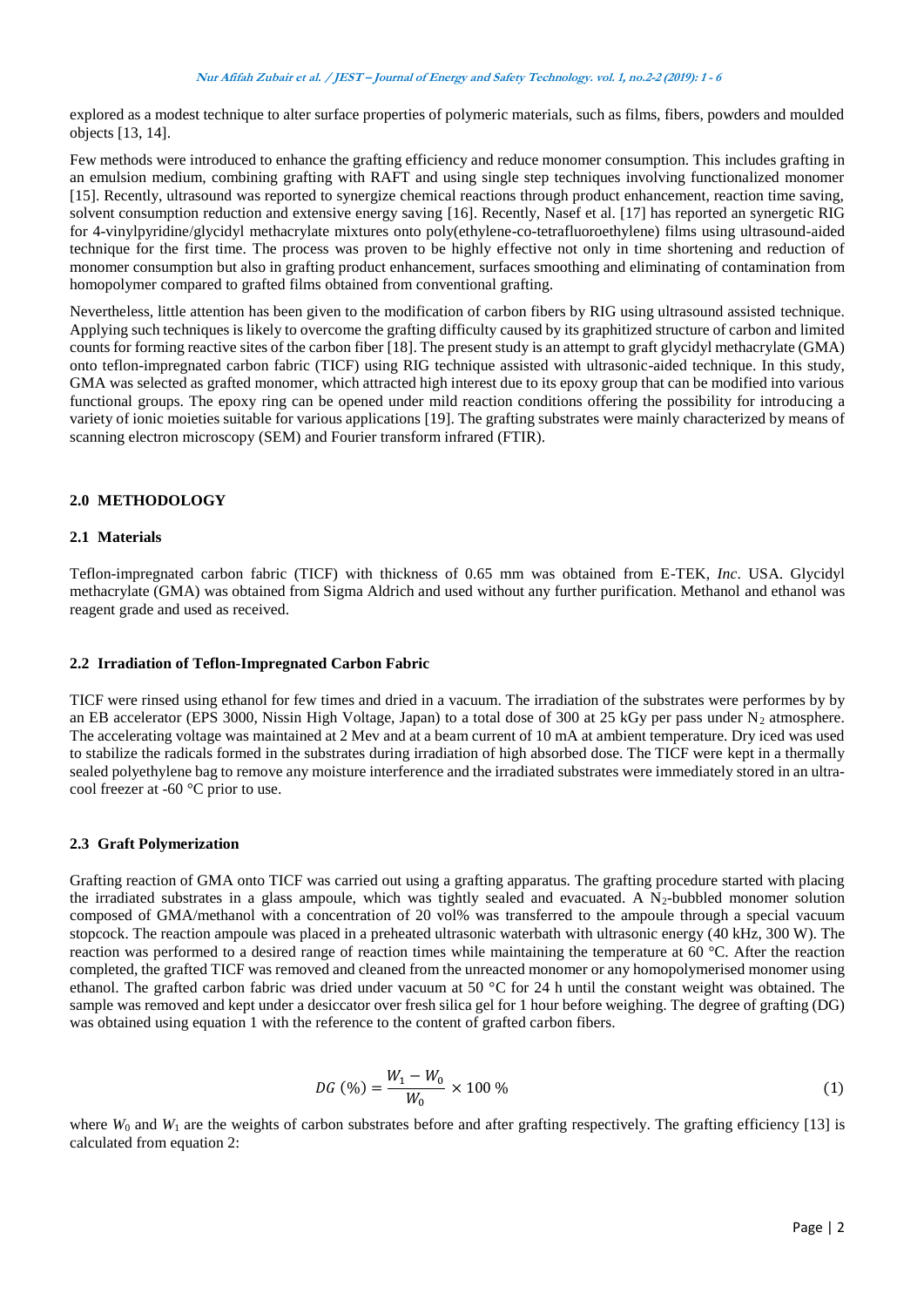explored as a modest technique to alter surface properties of polymeric materials, such as films, fibers, powders and moulded objects [13, 14].

Few methods were introduced to enhance the grafting efficiency and reduce monomer consumption. This includes grafting in an emulsion medium, combining grafting with RAFT and using single step techniques involving functionalized monomer [15]. Recently, ultrasound was reported to synergize chemical reactions through product enhancement, reaction time saving, solvent consumption reduction and extensive energy saving [16]. Recently, Nasef et al. [17] has reported an synergetic RIG for 4-vinylpyridine/glycidyl methacrylate mixtures onto poly(ethylene-co-tetrafluoroethylene) films using ultrasound-aided technique for the first time. The process was proven to be highly effective not only in time shortening and reduction of monomer consumption but also in grafting product enhancement, surfaces smoothing and eliminating of contamination from homopolymer compared to grafted films obtained from conventional grafting.

Nevertheless, little attention has been given to the modification of carbon fibers by RIG using ultrasound assisted technique. Applying such techniques is likely to overcome the grafting difficulty caused by its graphitized structure of carbon and limited counts for forming reactive sites of the carbon fiber [18]. The present study is an attempt to graft glycidyl methacrylate (GMA) onto teflon-impregnated carbon fabric (TICF) using RIG technique assisted with ultrasonic-aided technique. In this study, GMA was selected as grafted monomer, which attracted high interest due to its epoxy group that can be modified into various functional groups. The epoxy ring can be opened under mild reaction conditions offering the possibility for introducing a variety of ionic moieties suitable for various applications [19]. The grafting substrates were mainly characterized by means of scanning electron microscopy (SEM) and Fourier transform infrared (FTIR).

## 2.0 METHODOLOGY

### 2.1 Materials

Teflon-impregnated carbon fabric (TICF) with thickness of 0.65 mm was obtained from E-TEK, *Inc*. USA. Glycidyl methacrylate (GMA) was obtained from Sigma Aldrich and used without any further purification. Methanol and ethanol was reagent grade and used as received.

### 2.2 Irradiation of Teflon-Impregnated Carbon Fabric

TICF were rinsed using ethanol for few times and dried in a vacuum. The irradiation of the substrates were performes by by an EB accelerator (EPS 3000, Nissin High Voltage, Japan) to a total dose of 300 at 25 kGy per pass under $N_2$ atmosphere. The accelerating voltage was maintained at 2 Mev and at a beam current of 10 mA at ambient temperature. Dry iced was used to stabilize the radicals formed in the substrates during irradiation of high absorbed dose. The TICF were kept in a thermally sealed polyethylene bag to remove any moisture interference and the irradiated substrates were immediately stored in an ultra-cool freezer at -60 °C prior to use.

### 2.3 Graft Polymerization

Grafting reaction of GMA onto TICF was carried out using a grafting apparatus. The grafting procedure started with placing the irradiated substrates in a glass ampoule, which was tightly sealed and evacuated. A $N_2$-bubbled monomer solution composed of GMA/methanol with a concentration of 20 vol% was transferred to the ampoule through a special vacuum stopcock. The reaction ampoule was placed in a preheated ultrasonic waterbath with ultrasonic energy (40 kHz, 300 W). The reaction was performed to a desired range of reaction times while maintaining the temperature at 60 °C. After the reaction completed, the grafted TICF was removed and cleaned from the unreacted monomer or any homopolymerised monomer using ethanol. The grafted carbon fabric was dried under vacuum at 50 °C for 24 h until the constant weight was obtained. The sample was removed and kept under a desiccator over fresh silica gel for 1 hour before weighing. The degree of grafting (DG) was obtained using equation 1 with the reference to the content of grafted carbon fibers.

$$DG\ (\%) = \frac{W_1 - W_0}{W_0} \times 100\ \% \tag{1}$$

where $W_0$ and $W_1$ are the weights of carbon substrates before and after grafting respectively. The grafting efficiency [13] is calculated from equation 2: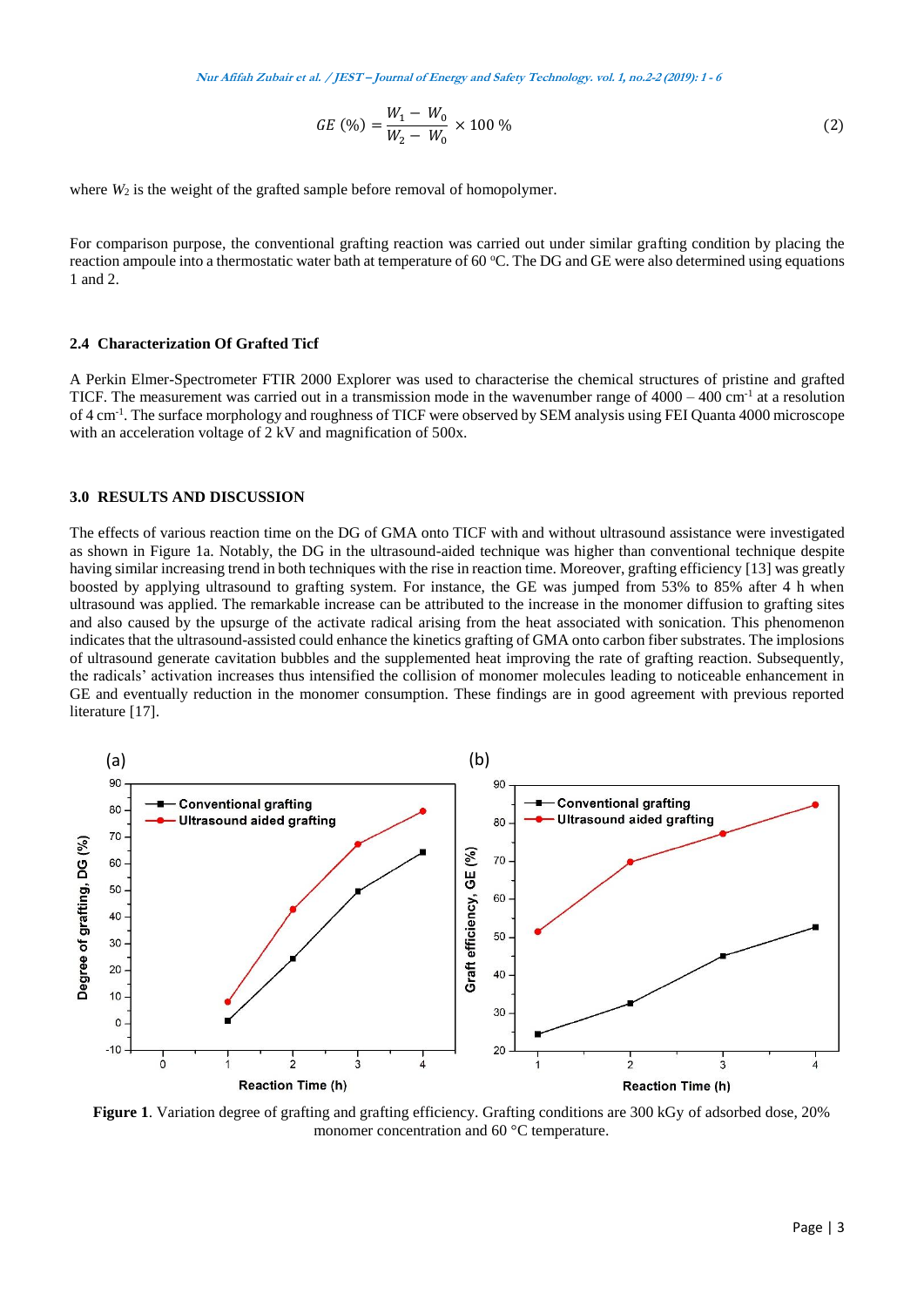$$GE\ (\%) = \frac{W_1 - W_0}{W_2 - W_0} \times 100\ \% \tag{2}$$

where $W_2$ is the weight of the grafted sample before removal of homopolymer.

For comparison purpose, the conventional grafting reaction was carried out under similar grafting condition by placing the reaction ampoule into a thermostatic water bath at temperature of 60 °C. The DG and GE were also determined using equations 1 and 2.

### 2.4 Characterization Of Grafted Ticf

A Perkin Elmer-Spectrometer FTIR 2000 Explorer was used to characterise the chemical structures of pristine and grafted TICF. The measurement was carried out in a transmission mode in the wavenumber range of 4000 – 400 $cm^{-1}$ at a resolution of 4 $cm^{-1}$. The surface morphology and roughness of TICF were observed by SEM analysis using FEI Quanta 4000 microscope with an acceleration voltage of 2 kV and magnification of 500x.

## 3.0 RESULTS AND DISCUSSION

The effects of various reaction time on the DG of GMA onto TICF with and without ultrasound assistance were investigated as shown in Figure 1a. Notably, the DG in the ultrasound-aided technique was higher than conventional technique despite having similar increasing trend in both techniques with the rise in reaction time. Moreover, grafting efficiency [13] was greatly boosted by applying ultrasound to grafting system. For instance, the GE was jumped from 53% to 85% after 4 h when ultrasound was applied. The remarkable increase can be attributed to the increase in the monomer diffusion to grafting sites and also caused by the upsurge of the activate radical arising from the heat associated with sonication. This phenomenon indicates that the ultrasound-assisted could enhance the kinetics grafting of GMA onto carbon fiber substrates. The implosions of ultrasound generate cavitation bubbles and the supplemented heat improving the rate of grafting reaction. Subsequently, the radicals' activation increases thus intensified the collision of monomer molecules leading to noticeable enhancement in GE and eventually reduction in the monomer consumption. These findings are in good agreement with previous reported literature [17].

**Figure 1**. Variation degree of grafting and grafting efficiency. Grafting conditions are 300 kGy of adsorbed dose, 20% monomer concentration and 60 °C temperature.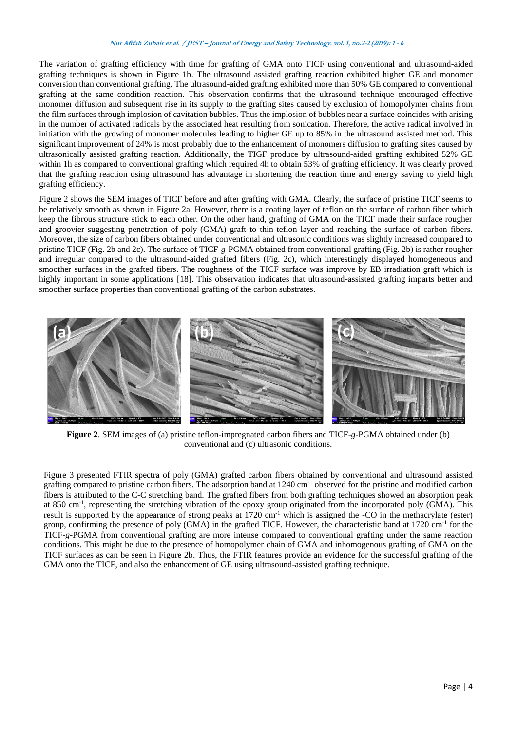The variation of grafting efficiency with time for grafting of GMA onto TICF using conventional and ultrasound-aided grafting techniques is shown in Figure 1b. The ultrasound assisted grafting reaction exhibited higher GE and monomer conversion than conventional grafting. The ultrasound-aided grafting exhibited more than 50% GE compared to conventional grafting at the same condition reaction. This observation confirms that the ultrasound technique encouraged effective monomer diffusion and subsequent rise in its supply to the grafting sites caused by exclusion of homopolymer chains from the film surfaces through implosion of cavitation bubbles. Thus the implosion of bubbles near a surface coincides with arising in the number of activated radicals by the associated heat resulting from sonication. Therefore, the active radical involved in initiation with the growing of monomer molecules leading to higher GE up to 85% in the ultrasound assisted method. This significant improvement of 24% is most probably due to the enhancement of monomers diffusion to grafting sites caused by ultrasonically assisted grafting reaction. Additionally, the TIGF produce by ultrasound-aided grafting exhibited 52% GE within 1h as compared to conventional grafting which required 4h to obtain 53% of grafting efficiency. It was clearly proved that the grafting reaction using ultrasound has advantage in shortening the reaction time and energy saving to yield high grafting efficiency.

Figure 2 shows the SEM images of TICF before and after grafting with GMA. Clearly, the surface of pristine TICF seems to be relatively smooth as shown in Figure 2a. However, there is a coating layer of teflon on the surface of carbon fiber which keep the fibrous structure stick to each other. On the other hand, grafting of GMA on the TICF made their surface rougher and groovier suggesting penetration of poly (GMA) graft to thin teflon layer and reaching the surface of carbon fibers. Moreover, the size of carbon fibers obtained under conventional and ultrasonic conditions was slightly increased compared to pristine TICF (Fig. 2b and 2c). The surface of TICF-*g*-PGMA obtained from conventional grafting (Fig. 2b) is rather rougher and irregular compared to the ultrasound-aided grafted fibers (Fig. 2c), which interestingly displayed homogeneous and smoother surfaces in the grafted fibers. The roughness of the TICF surface was improve by EB irradiation graft which is highly important in some applications [18]. This observation indicates that ultrasound-assisted grafting imparts better and smoother surface properties than conventional grafting of the carbon substrates.

**Figure 2**. SEM images of (a) pristine teflon-impregnated carbon fibers and TICF-*g*-PGMA obtained under (b) conventional and (c) ultrasonic conditions.

Figure 3 presented FTIR spectra of poly (GMA) grafted carbon fibers obtained by conventional and ultrasound assisted grafting compared to pristine carbon fibers. The adsorption band at 1240 $cm^{-1}$ observed for the pristine and modified carbon fibers is attributed to the C-C stretching band. The grafted fibers from both grafting techniques showed an absorption peak at 850 $cm^{-1}$, representing the stretching vibration of the epoxy group originated from the incorporated poly (GMA). This result is supported by the appearance of strong peaks at 1720 $cm^{-1}$ which is assigned the -CO in the methacrylate (ester) group, confirming the presence of poly (GMA) in the grafted TICF. However, the characteristic band at 1720 $cm^{-1}$ for the TICF-*g*-PGMA from conventional grafting are more intense compared to conventional grafting under the same reaction conditions. This might be due to the presence of homopolymer chain of GMA and inhomogenous grafting of GMA on the TICF surfaces as can be seen in Figure 2b. Thus, the FTIR features provide an evidence for the successful grafting of the GMA onto the TICF, and also the enhancement of GE using ultrasound-assisted grafting technique.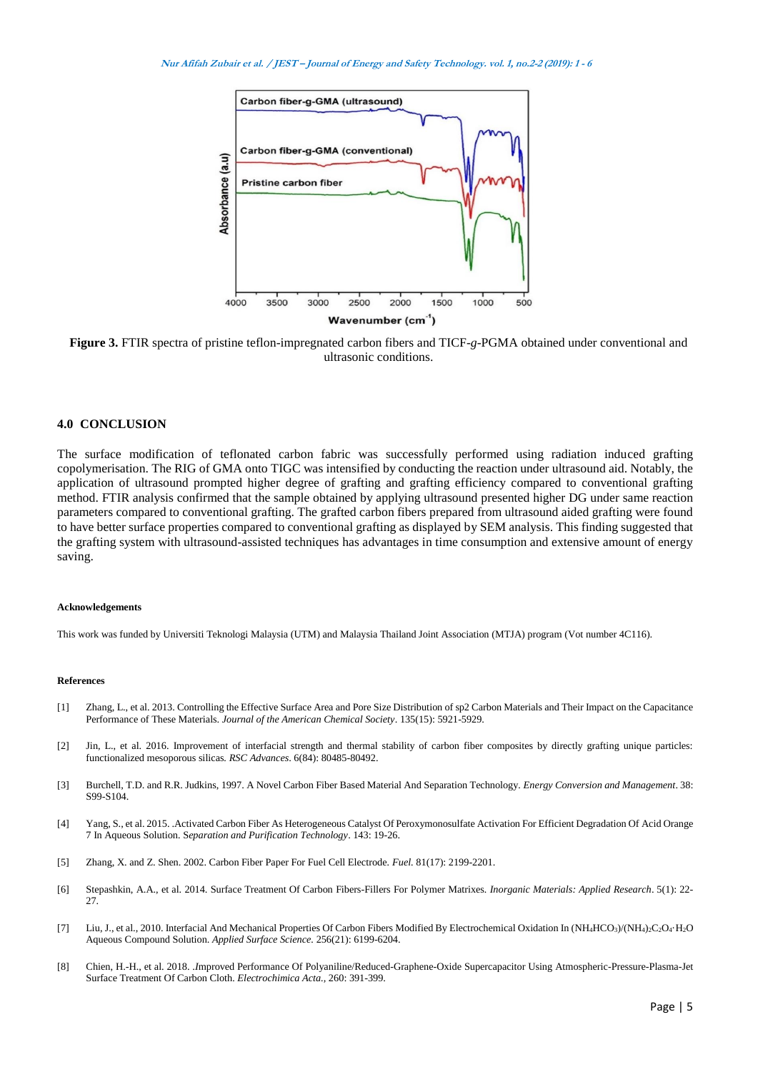**Figure 3.** FTIR spectra of pristine teflon-impregnated carbon fibers and TICF-*g*-PGMA obtained under conventional and ultrasonic conditions.

## 4.0 CONCLUSION

The surface modification of teflonated carbon fabric was successfully performed using radiation induced grafting copolymerisation. The RIG of GMA onto TIGC was intensified by conducting the reaction under ultrasound aid. Notably, the application of ultrasound prompted higher degree of grafting and grafting efficiency compared to conventional grafting method. FTIR analysis confirmed that the sample obtained by applying ultrasound presented higher DG under same reaction parameters compared to conventional grafting. The grafted carbon fibers prepared from ultrasound aided grafting were found to have better surface properties compared to conventional grafting as displayed by SEM analysis. This finding suggested that the grafting system with ultrasound-assisted techniques has advantages in time consumption and extensive amount of energy saving.

#### Acknowledgements

This work was funded by Universiti Teknologi Malaysia (UTM) and Malaysia Thailand Joint Association (MTJA) program (Vot number 4C116).

#### References

[1] Zhang, L., et al. 2013. Controlling the Effective Surface Area and Pore Size Distribution of sp2 Carbon Materials and Their Impact on the Capacitance Performance of These Materials. *Journal of the American Chemical Society*. 135(15): 5921-5929.

[2] Jin, L., et al. 2016. Improvement of interfacial strength and thermal stability of carbon fiber composites by directly grafting unique particles: functionalized mesoporous silicas. *RSC Advances*. 6(84): 80485-80492.

[3] Burchell, T.D. and R.R. Judkins, 1997. A Novel Carbon Fiber Based Material And Separation Technology. *Energy Conversion and Management*. 38: S99-S104.

[4] Yang, S., et al. 2015. .Activated Carbon Fiber As Heterogeneous Catalyst Of Peroxymonosulfate Activation For Efficient Degradation Of Acid Orange 7 In Aqueous Solution. S*eparation and Purification Technology*. 143: 19-26.

[5] Zhang, X. and Z. Shen. 2002. Carbon Fiber Paper For Fuel Cell Electrode. *Fuel*. 81(17): 2199-2201.

[6] Stepashkin, A.A., et al. 2014. Surface Treatment Of Carbon Fibers-Fillers For Polymer Matrixes. *Inorganic Materials: Applied Research*. 5(1): 22-27.

[7] Liu, J., et al., 2010. Interfacial And Mechanical Properties Of Carbon Fibers Modified By Electrochemical Oxidation In ($NH_4HCO_3$)/($(NH_4)_2C_2O_4 \cdot H_2O$ Aqueous Compound Solution. *Applied Surface Science*. 256(21): 6199-6204.

[8] Chien, H.-H., et al. 2018. .Improved Performance Of Polyaniline/Reduced-Graphene-Oxide Supercapacitor Using Atmospheric-Pressure-Plasma-Jet Surface Treatment Of Carbon Cloth. *Electrochimica Acta*., 260: 391-399.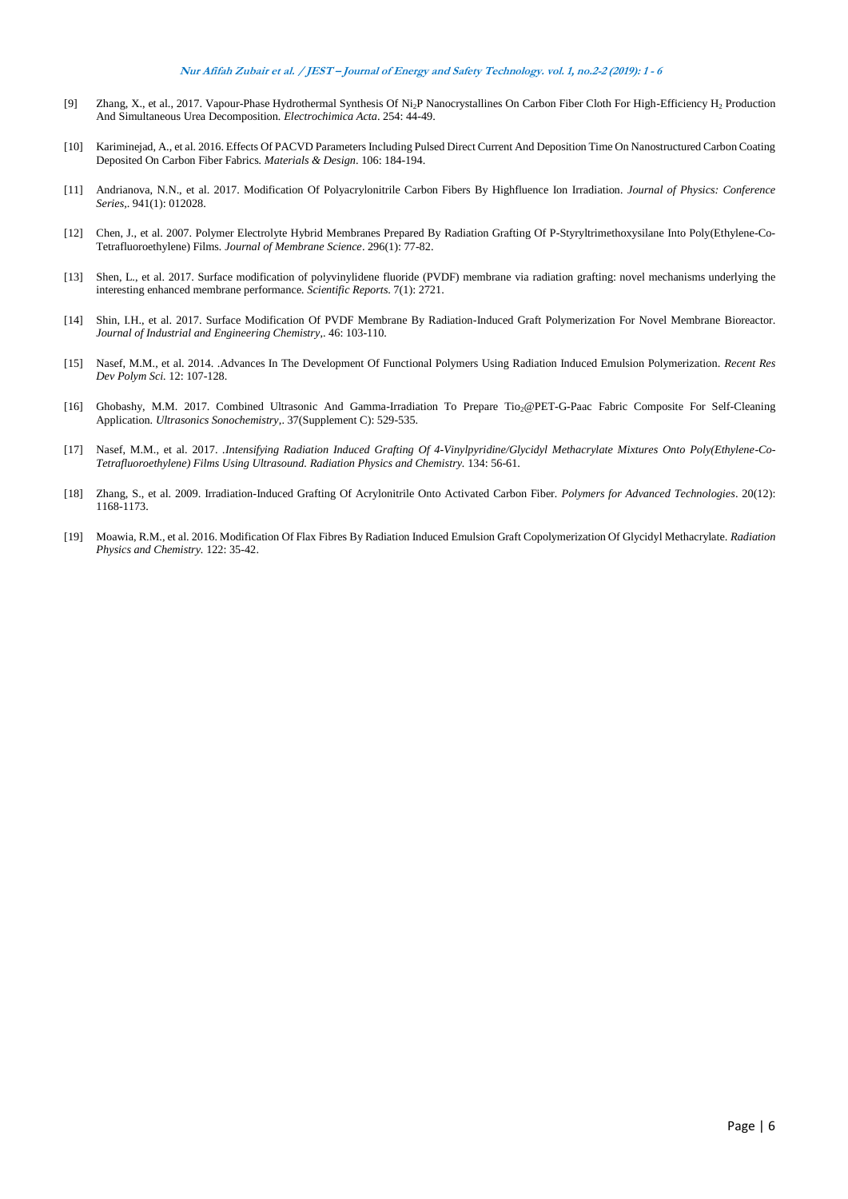[9] Zhang, X., et al., 2017. Vapour-Phase Hydrothermal Synthesis Of $Ni_2P$ Nanocrystallines On Carbon Fiber Cloth For High-Efficiency $H_2$ Production And Simultaneous Urea Decomposition. *Electrochimica Acta*. 254: 44-49.

[10] Kariminejad, A., et al. 2016. Effects Of PACVD Parameters Including Pulsed Direct Current And Deposition Time On Nanostructured Carbon Coating Deposited On Carbon Fiber Fabrics. *Materials & Design*. 106: 184-194.

[11] Andrianova, N.N., et al. 2017. Modification Of Polyacrylonitrile Carbon Fibers By Highfluence Ion Irradiation. *Journal of Physics: Conference Series*,. 941(1): 012028.

[12] Chen, J., et al. 2007. Polymer Electrolyte Hybrid Membranes Prepared By Radiation Grafting Of P-Styryltrimethoxysilane Into Poly(Ethylene-Co-Tetrafluoroethylene) Films. *Journal of Membrane Science*. 296(1): 77-82.

[13] Shen, L., et al. 2017. Surface modification of polyvinylidene fluoride (PVDF) membrane via radiation grafting: novel mechanisms underlying the interesting enhanced membrane performance. *Scientific Reports*. 7(1): 2721.

[14] Shin, I.H., et al. 2017. Surface Modification Of PVDF Membrane By Radiation-Induced Graft Polymerization For Novel Membrane Bioreactor. *Journal of Industrial and Engineering Chemistry*,. 46: 103-110.

[15] Nasef, M.M., et al. 2014. .Advances In The Development Of Functional Polymers Using Radiation Induced Emulsion Polymerization. *Recent Res Dev Polym Sci*. 12: 107-128.

[16] Ghobashy, M.M. 2017. Combined Ultrasonic And Gamma-Irradiation To Prepare $Tio_2$@PET-G-Paac Fabric Composite For Self-Cleaning Application. *Ultrasonics Sonochemistry*,. 37(Supplement C): 529-535.

[17] Nasef, M.M., et al. 2017. .*Intensifying Radiation Induced Grafting Of 4-Vinylpyridine/Glycidyl Methacrylate Mixtures Onto Poly(Ethylene-Co-Tetrafluoroethylene) Films Using Ultrasound. Radiation Physics and Chemistry*. 134: 56-61.

[18] Zhang, S., et al. 2009. Irradiation-Induced Grafting Of Acrylonitrile Onto Activated Carbon Fiber. *Polymers for Advanced Technologies*. 20(12): 1168-1173.

[19] Moawia, R.M., et al. 2016. Modification Of Flax Fibres By Radiation Induced Emulsion Graft Copolymerization Of Glycidyl Methacrylate. *Radiation Physics and Chemistry*. 122: 35-42.